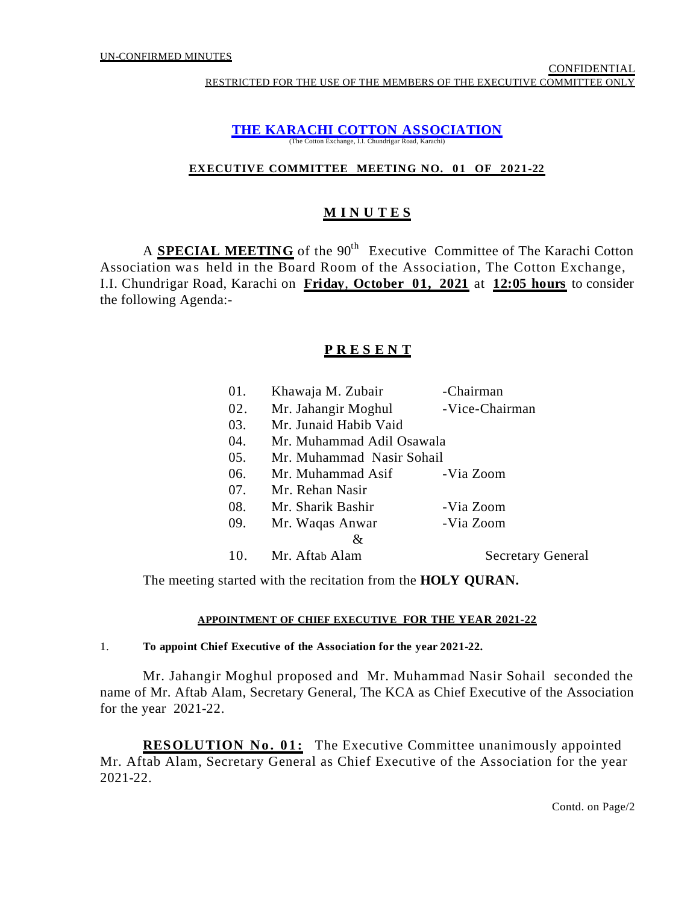UN-CONFIRMED MINUTES

CONFIDENTIAL

RESTRICTED FOR THE USE OF THE MEMBERS OF THE EXECUTIVE COMMITTEE ONLY

# THE KARACHI COTTON ASSOCIATION

(The Cotton Exchange, I.I. Chundrigar Road, Karachi)

## EXECUTIVE COMMITTEE MEETING NO. 01 OF 2021-22

## M I N U T E S

A **SPECIAL MEETING** of the 90th Executive Committee of The Karachi Cotton Association was held in the Board Room of the Association, The Cotton Exchange, I.I. Chundrigar Road, Karachi on **Friday, October 01, 2021** at **12:05 hours** to consider the following Agenda:-

## P R E S E N T

| | | |
|---|---|---|
| 01. | Khawaja M. Zubair | -Chairman |
| 02. | Mr. Jahangir Moghul | -Vice-Chairman |
| 03. | Mr. Junaid Habib Vaid | |
| 04. | Mr. Muhammad Adil Osawala | |
| 05. | Mr. Muhammad Nasir Sohail | |
| 06. | Mr. Muhammad Asif | -Via Zoom |
| 07. | Mr. Rehan Nasir | |
| 08. | Mr. Sharik Bashir | -Via Zoom |
| 09. | Mr. Waqas Anwar | -Via Zoom |
| | & | |
| 10. | Mr. Aftab Alam | Secretary General |

The meeting started with the recitation from the **HOLY QURAN.**

### APPOINTMENT OF CHIEF EXECUTIVE FOR THE YEAR 2021-22

1. **To appoint Chief Executive of the Association for the year 2021-22.**

Mr. Jahangir Moghul proposed and Mr. Muhammad Nasir Sohail seconded the name of Mr. Aftab Alam, Secretary General, The KCA as Chief Executive of the Association for the year 2021-22.

**RESOLUTION No. 01:** The Executive Committee unanimously appointed Mr. Aftab Alam, Secretary General as Chief Executive of the Association for the year 2021-22.

Contd. on Page/2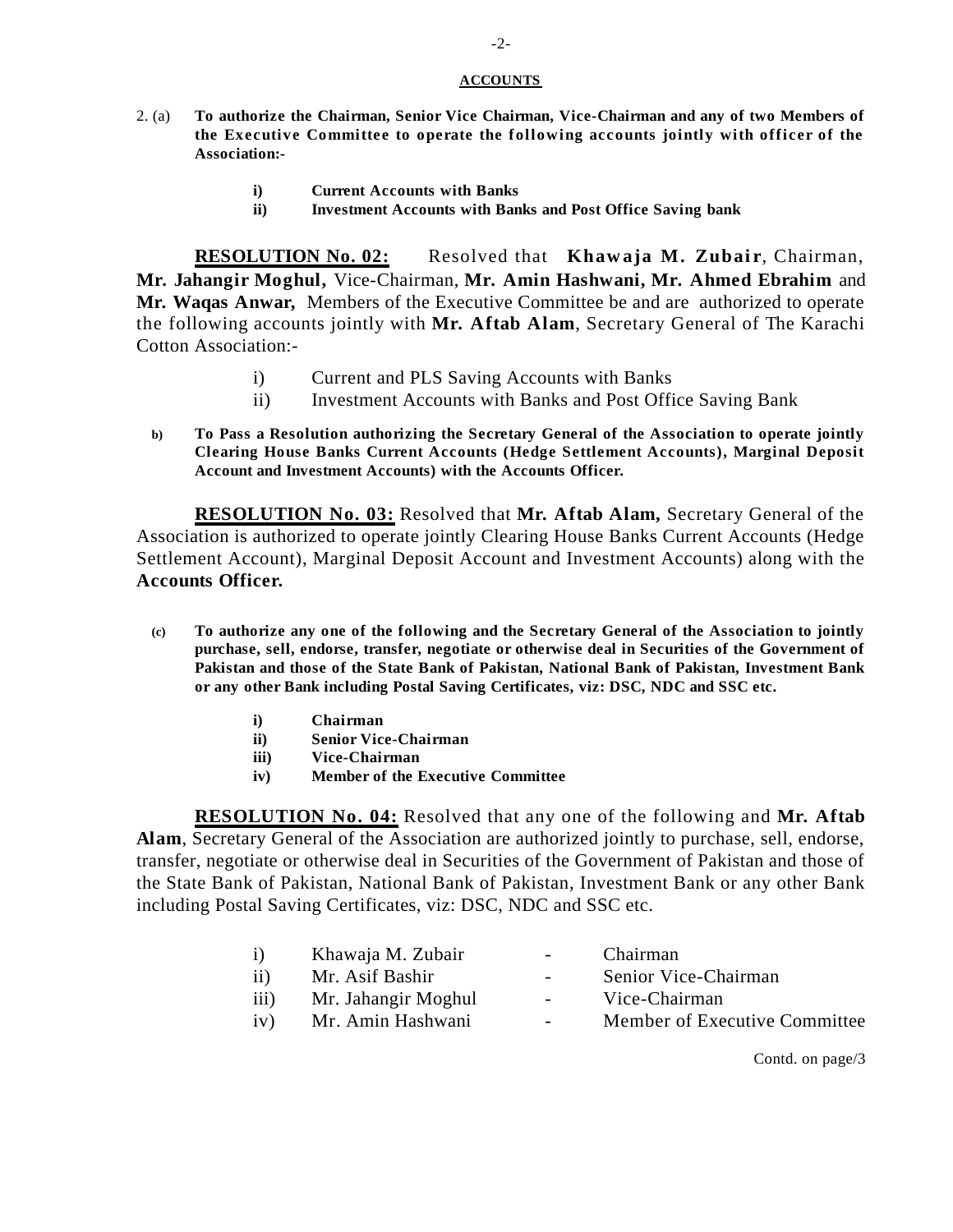## ACCOUNTS

2. (a) **To authorize the Chairman, Senior Vice Chairman, Vice-Chairman and any of two Members of the Executive Committee to operate the following accounts jointly with officer of the Association:-**

   - **i) Current Accounts with Banks**
   - **ii) Investment Accounts with Banks and Post Office Saving bank**

**RESOLUTION No. 02:** Resolved that **Khawaja M. Zubair**, Chairman, **Mr. Jahangir Moghul,** Vice-Chairman, **Mr. Amin Hashwani, Mr. Ahmed Ebrahim** and **Mr. Waqas Anwar,** Members of the Executive Committee be and are authorized to operate the following accounts jointly with **Mr. Aftab Alam**, Secretary General of The Karachi Cotton Association:-

- i) Current and PLS Saving Accounts with Banks
- ii) Investment Accounts with Banks and Post Office Saving Bank

b) **To Pass a Resolution authorizing the Secretary General of the Association to operate jointly Clearing House Banks Current Accounts (Hedge Settlement Accounts), Marginal Deposit Account and Investment Accounts) with the Accounts Officer.**

**RESOLUTION No. 03:** Resolved that **Mr. Aftab Alam,** Secretary General of the Association is authorized to operate jointly Clearing House Banks Current Accounts (Hedge Settlement Account), Marginal Deposit Account and Investment Accounts) along with the **Accounts Officer.**

(c) **To authorize any one of the following and the Secretary General of the Association to jointly purchase, sell, endorse, transfer, negotiate or otherwise deal in Securities of the Government of Pakistan and those of the State Bank of Pakistan, National Bank of Pakistan, Investment Bank or any other Bank including Postal Saving Certificates, viz: DSC, NDC and SSC etc.**

- **i) Chairman**
- **ii) Senior Vice-Chairman**
- **iii) Vice-Chairman**
- **iv) Member of the Executive Committee**

**RESOLUTION No. 04:** Resolved that any one of the following and **Mr. Aftab Alam**, Secretary General of the Association are authorized jointly to purchase, sell, endorse, transfer, negotiate or otherwise deal in Securities of the Government of Pakistan and those of the State Bank of Pakistan, National Bank of Pakistan, Investment Bank or any other Bank including Postal Saving Certificates, viz: DSC, NDC and SSC etc.

| | | | |
|---|---|---|---|
| i) | Khawaja M. Zubair | - | Chairman |
| ii) | Mr. Asif Bashir | - | Senior Vice-Chairman |
| iii) | Mr. Jahangir Moghul | - | Vice-Chairman |
| iv) | Mr. Amin Hashwani | - | Member of Executive Committee |

Contd. on page/3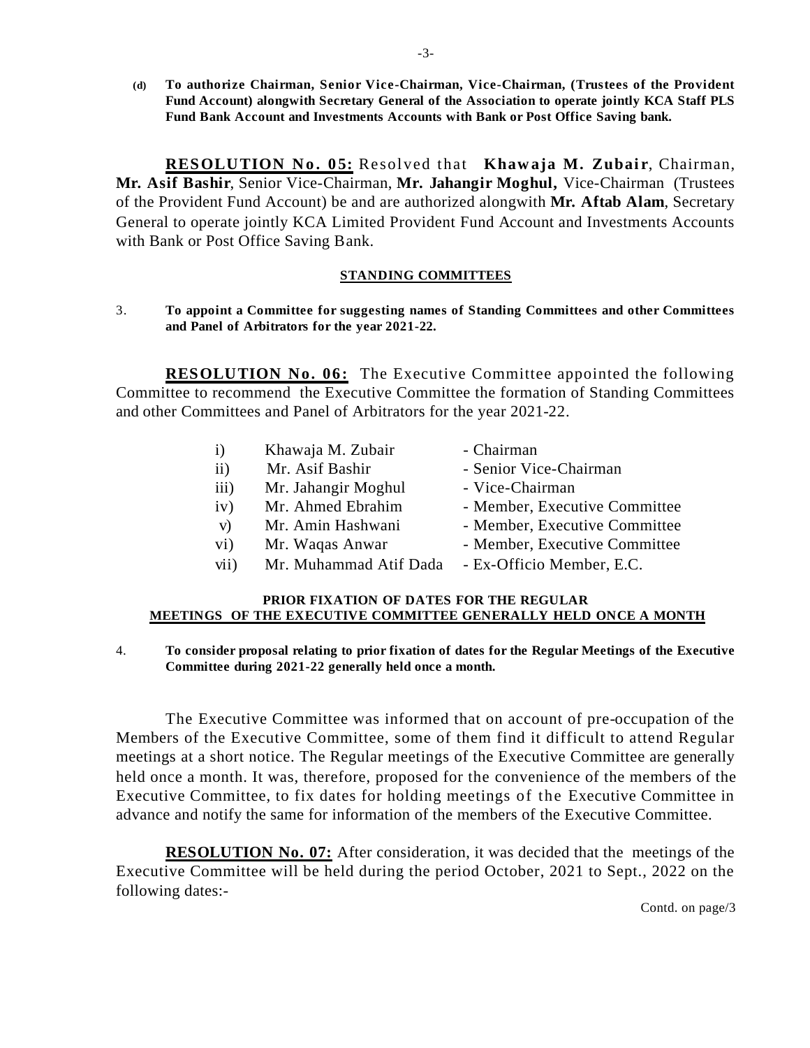**(d) To authorize Chairman, Senior Vice-Chairman, Vice-Chairman, (Trustees of the Provident Fund Account) alongwith Secretary General of the Association to operate jointly KCA Staff PLS Fund Bank Account and Investments Accounts with Bank or Post Office Saving bank.**

**RESOLUTION No. 05:** Resolved that **Khawaja M. Zubair**, Chairman, **Mr. Asif Bashir**, Senior Vice-Chairman, **Mr. Jahangir Moghul,** Vice-Chairman (Trustees of the Provident Fund Account) be and are authorized alongwith **Mr. Aftab Alam**, Secretary General to operate jointly KCA Limited Provident Fund Account and Investments Accounts with Bank or Post Office Saving Bank.

## STANDING COMMITTEES

3. **To appoint a Committee for suggesting names of Standing Committees and other Committees and Panel of Arbitrators for the year 2021-22.**

**RESOLUTION No. 06:** The Executive Committee appointed the following Committee to recommend the Executive Committee the formation of Standing Committees and other Committees and Panel of Arbitrators for the year 2021-22.

| | | |
|---|---|---|
| i) | Khawaja M. Zubair | - Chairman |
| ii) | Mr. Asif Bashir | - Senior Vice-Chairman |
| iii) | Mr. Jahangir Moghul | - Vice-Chairman |
| iv) | Mr. Ahmed Ebrahim | - Member, Executive Committee |
| v) | Mr. Amin Hashwani | - Member, Executive Committee |
| vi) | Mr. Waqas Anwar | - Member, Executive Committee |
| vii) | Mr. Muhammad Atif Dada | - Ex-Officio Member, E.C. |

## PRIOR FIXATION OF DATES FOR THE REGULAR MEETINGS OF THE EXECUTIVE COMMITTEE GENERALLY HELD ONCE A MONTH

4. **To consider proposal relating to prior fixation of dates for the Regular Meetings of the Executive Committee during 2021-22 generally held once a month.**

The Executive Committee was informed that on account of pre-occupation of the Members of the Executive Committee, some of them find it difficult to attend Regular meetings at a short notice. The Regular meetings of the Executive Committee are generally held once a month. It was, therefore, proposed for the convenience of the members of the Executive Committee, to fix dates for holding meetings of the Executive Committee in advance and notify the same for information of the members of the Executive Committee.

**RESOLUTION No. 07:** After consideration, it was decided that the meetings of the Executive Committee will be held during the period October, 2021 to Sept., 2022 on the following dates:-

Contd. on page/3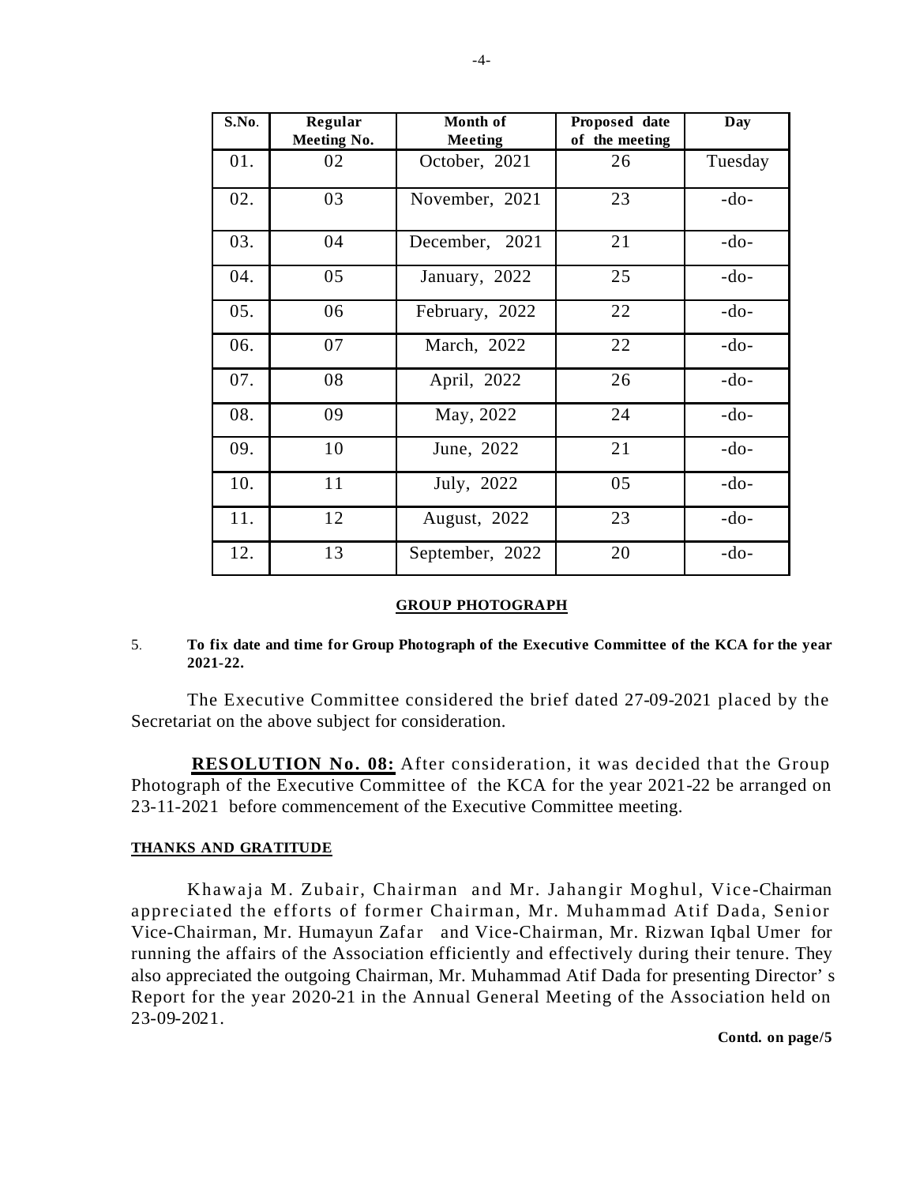| S.No. | Regular Meeting No. | Month of Meeting | Proposed date of the meeting | Day |
|---|---|---|---|---|
| 01. | 02 | October, 2021 | 26 | Tuesday |
| 02. | 03 | November, 2021 | 23 | -do- |
| 03. | 04 | December, 2021 | 21 | -do- |
| 04. | 05 | January, 2022 | 25 | -do- |
| 05. | 06 | February, 2022 | 22 | -do- |
| 06. | 07 | March, 2022 | 22 | -do- |
| 07. | 08 | April, 2022 | 26 | -do- |
| 08. | 09 | May, 2022 | 24 | -do- |
| 09. | 10 | June, 2022 | 21 | -do- |
| 10. | 11 | July, 2022 | 05 | -do- |
| 11. | 12 | August, 2022 | 23 | -do- |
| 12. | 13 | September, 2022 | 20 | -do- |

**GROUP PHOTOGRAPH**

5. **To fix date and time for Group Photograph of the Executive Committee of the KCA for the year 2021-22.**

The Executive Committee considered the brief dated 27-09-2021 placed by the Secretariat on the above subject for consideration.

**RESOLUTION No. 08:** After consideration, it was decided that the Group Photograph of the Executive Committee of the KCA for the year 2021-22 be arranged on 23-11-2021 before commencement of the Executive Committee meeting.

**THANKS AND GRATITUDE**

Khawaja M. Zubair, Chairman and Mr. Jahangir Moghul, Vice-Chairman appreciated the efforts of former Chairman, Mr. Muhammad Atif Dada, Senior Vice-Chairman, Mr. Humayun Zafar and Vice-Chairman, Mr. Rizwan Iqbal Umer for running the affairs of the Association efficiently and effectively during their tenure. They also appreciated the outgoing Chairman, Mr. Muhammad Atif Dada for presenting Director's Report for the year 2020-21 in the Annual General Meeting of the Association held on 23-09-2021.

**Contd. on page/5**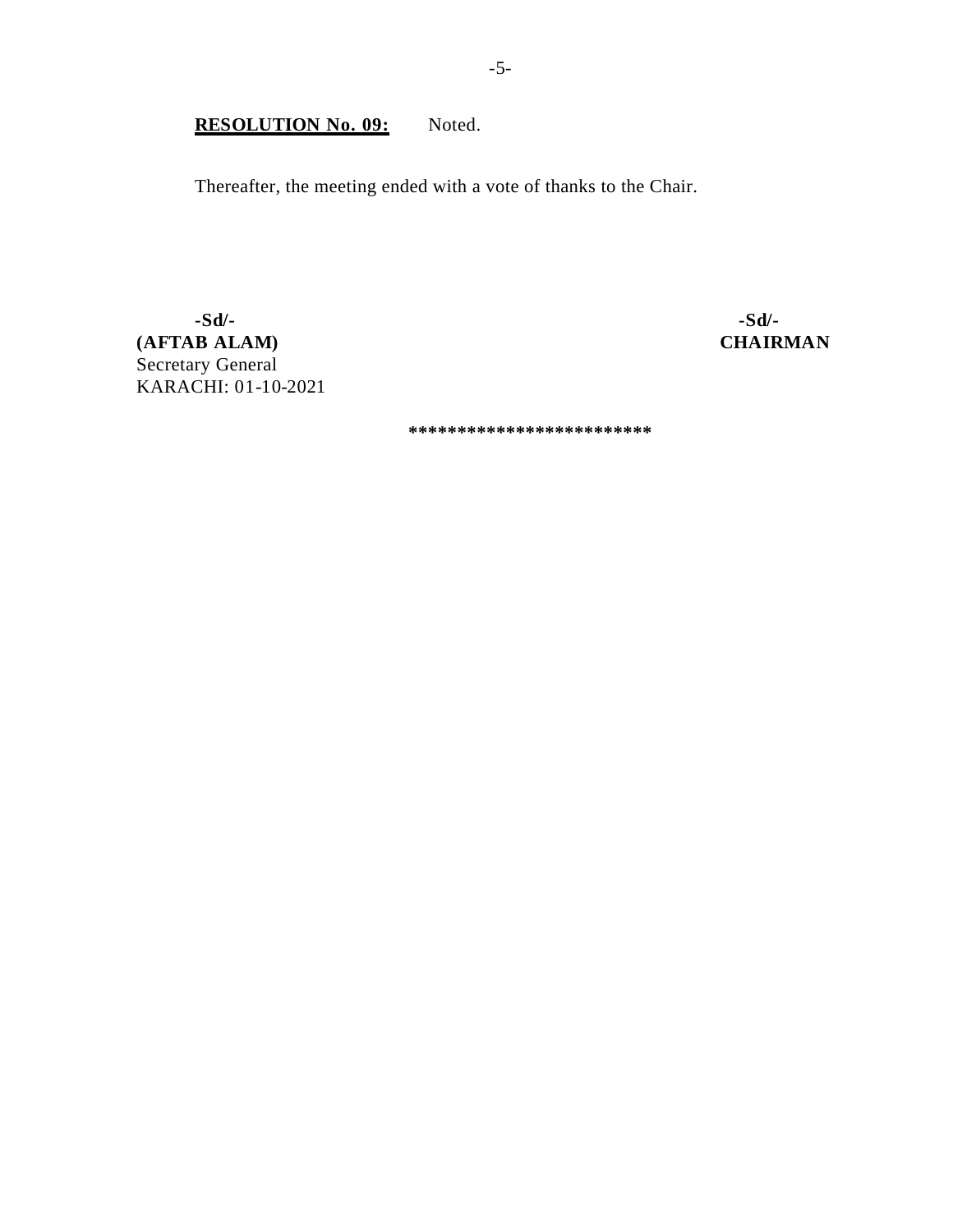**<u>RESOLUTION No. 09:</u>** Noted.

Thereafter, the meeting ended with a vote of thanks to the Chair.

| | |
|---|---|
| **-Sd/-** | **-Sd/-** |
| **(AFTAB ALAM)** | **CHAIRMAN** |
| Secretary General | |
| KARACHI: 01-10-2021 | |

**************************